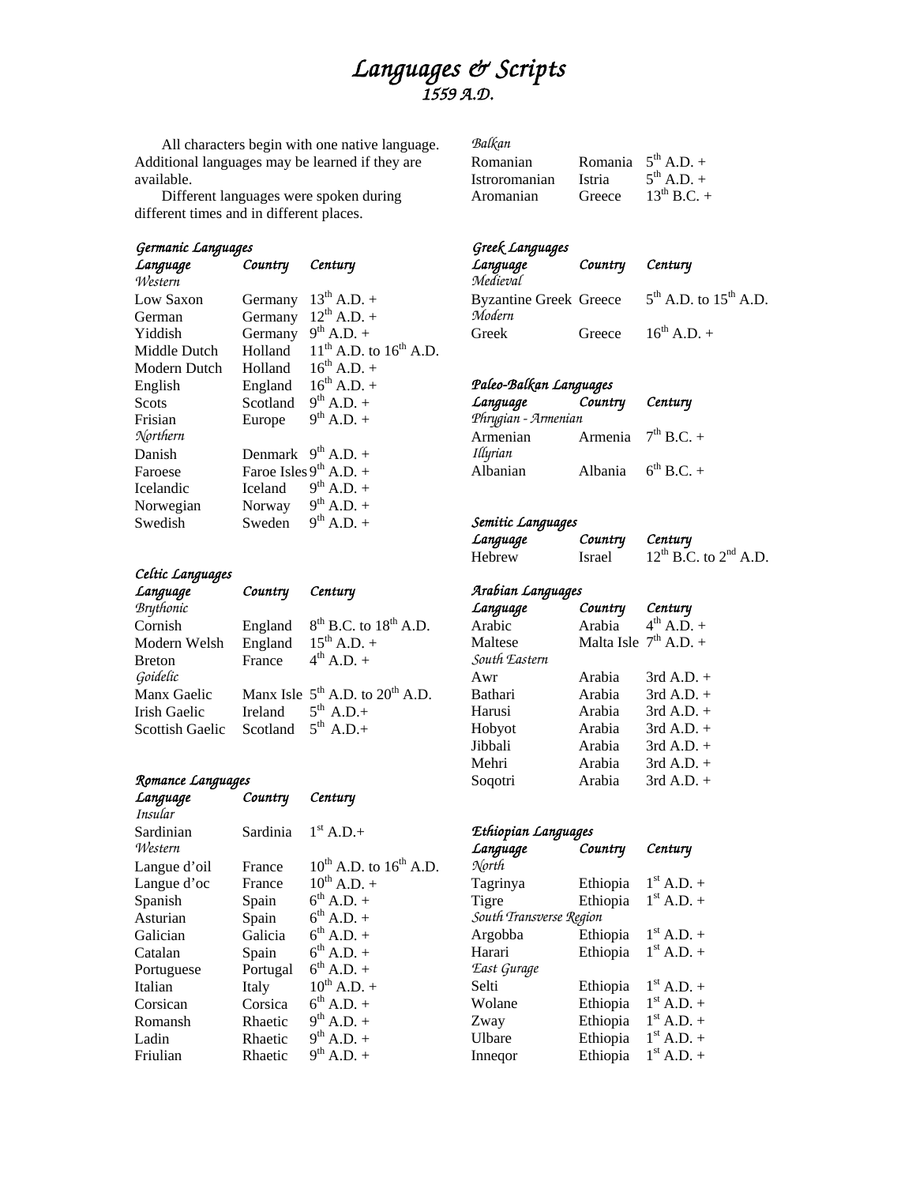# *Languages & Scripts*

## *1559 A.D.*

All characters begin with one native language. Additional languages may be learned if they are available.

Different languages were spoken during different times and in different places.

### *Germanic Languages*

| *Language* | *Country* | *Century* |
|---|---|---|
| *Western* | | |
| Low Saxon | Germany | 13th A.D. + |
| German | Germany | 12th A.D. + |
| Yiddish | Germany | 9th A.D. + |
| Middle Dutch | Holland | 11th A.D. to 16th A.D. |
| Modern Dutch | Holland | 16th A.D. + |
| English | England | 16th A.D. + |
| Scots | Scotland | 9th A.D. + |
| Frisian | Europe | 9th A.D. + |
| *Northern* | | |
| Danish | Denmark | 9th A.D. + |
| Faroese | Faroe Isles | 9th A.D. + |
| Icelandic | Iceland | 9th A.D. + |
| Norwegian | Norway | 9th A.D. + |
| Swedish | Sweden | 9th A.D. + |

### *Celtic Languages*

| *Language* | *Country* | *Century* |
|---|---|---|
| *Brythonic* | | |
| Cornish | England | 8th B.C. to 18th A.D. |
| Modern Welsh | England | 15th A.D. + |
| Breton | France | 4th A.D. + |
| *Goidelic* | | |
| Manx Gaelic | Manx Isle | 5th A.D. to 20th A.D. |
| Irish Gaelic | Ireland | 5th A.D.+ |
| Scottish Gaelic | Scotland | 5th A.D.+ |

### *Romance Languages*

| *Language* | *Country* | *Century* |
|---|---|---|
| *Insular* | | |
| Sardinian | Sardinia | 1st A.D.+ |
| *Western* | | |
| Langue d'oil | France | 10th A.D. to 16th A.D. |
| Langue d'oc | France | 10th A.D. + |
| Spanish | Spain | 6th A.D. + |
| Asturian | Spain | 6th A.D. + |
| Galician | Galicia | 6th A.D. + |
| Catalan | Spain | 6th A.D. + |
| Portuguese | Portugal | 6th A.D. + |
| Italian | Italy | 10th A.D. + |
| Corsican | Corsica | 6th A.D. + |
| Romansh | Rhaetic | 9th A.D. + |
| Ladin | Rhaetic | 9th A.D. + |
| Friulian | Rhaetic | 9th A.D. + |
| *Balkan* | | |
| Romanian | Romania | 5th A.D. + |
| Istroromanian | Istria | 5th A.D. + |
| Aromanian | Greece | 13th B.C. + |

### *Greek Languages*

| *Language* | *Country* | *Century* |
|---|---|---|
| *Medieval* | | |
| Byzantine Greek | Greece | 5th A.D. to 15th A.D. |
| *Modern* | | |
| Greek | Greece | 16th A.D. + |

### *Paleo-Balkan Languages*

| *Language* | *Country* | *Century* |
|---|---|---|
| *Phrygian - Armenian* | | |
| Armenian | Armenia | 7th B.C. + |
| *Illyrian* | | |
| Albanian | Albania | 6th B.C. + |

### *Semitic Languages*

| *Language* | *Country* | *Century* |
|---|---|---|
| Hebrew | Israel | 12th B.C. to 2nd A.D. |

### *Arabian Languages*

| *Language* | *Country* | *Century* |
|---|---|---|
| Arabic | Arabia | 4th A.D. + |
| Maltese | Malta Isle | 7th A.D. + |
| *South Eastern* | | |
| Awr | Arabia | 3rd A.D. + |
| Bathari | Arabia | 3rd A.D. + |
| Harusi | Arabia | 3rd A.D. + |
| Hobyot | Arabia | 3rd A.D. + |
| Jibbali | Arabia | 3rd A.D. + |
| Mehri | Arabia | 3rd A.D. + |
| Soqotri | Arabia | 3rd A.D. + |

### *Ethiopian Languages*

| *Language* | *Country* | *Century* |
|---|---|---|
| *North* | | |
| Tagrinya | Ethiopia | 1st A.D. + |
| Tigre | Ethiopia | 1st A.D. + |
| *South Transverse Region* | | |
| Argobba | Ethiopia | 1st A.D. + |
| Harari | Ethiopia | 1st A.D. + |
| *East Gurage* | | |
| Selti | Ethiopia | 1st A.D. + |
| Wolane | Ethiopia | 1st A.D. + |
| Zway | Ethiopia | 1st A.D. + |
| Ulbare | Ethiopia | 1st A.D. + |
| Inneqor | Ethiopia | 1st A.D. + |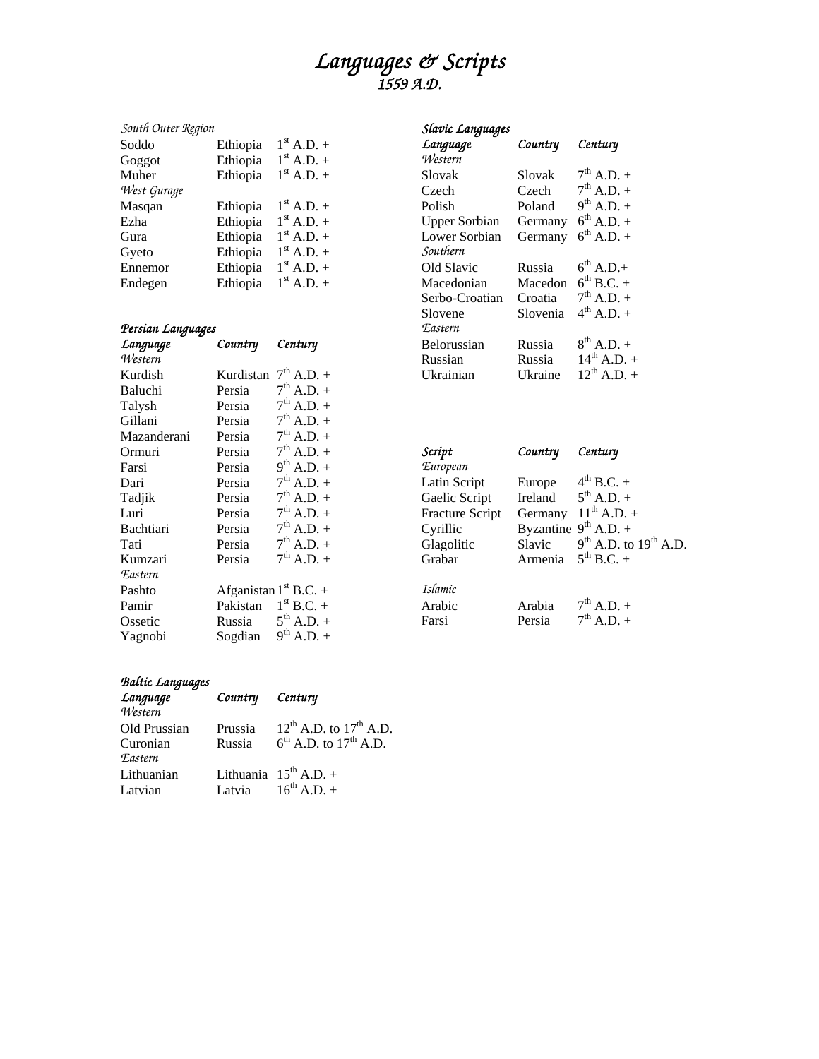# *Languages & Scripts*

## *1559 A.D.*

*South Outer Region*

| | | |
|---|---|---|
| Soddo | Ethiopia | 1st A.D. + |
| Goggot | Ethiopia | 1st A.D. + |
| Muher | Ethiopia | 1st A.D. + |
| *West Gurage* | | |
| Masqan | Ethiopia | 1st A.D. + |
| Ezha | Ethiopia | 1st A.D. + |
| Gura | Ethiopia | 1st A.D. + |
| Gyeto | Ethiopia | 1st A.D. + |
| Ennemor | Ethiopia | 1st A.D. + |
| Endegen | Ethiopia | 1st A.D. + |

### *Persian Languages*

| *Language* | *Country* | *Century* |
|---|---|---|
| *Western* | | |
| Kurdish | Kurdistan | 7th A.D. + |
| Baluchi | Persia | 7th A.D. + |
| Talysh | Persia | 7th A.D. + |
| Gillani | Persia | 7th A.D. + |
| Mazanderani | Persia | 7th A.D. + |
| Ormuri | Persia | 7th A.D. + |
| Farsi | Persia | 9th A.D. + |
| Dari | Persia | 7th A.D. + |
| Tadjik | Persia | 7th A.D. + |
| Luri | Persia | 7th A.D. + |
| Bachtiari | Persia | 7th A.D. + |
| Tati | Persia | 7th A.D. + |
| Kumzari | Persia | 7th A.D. + |
| *Eastern* | | |
| Pashto | Afganistan | 1st B.C. + |
| Pamir | Pakistan | 1st B.C. + |
| Ossetic | Russia | 5th A.D. + |
| Yagnobi | Sogdian | 9th A.D. + |

### *Baltic Languages*

| *Language* | *Country* | *Century* |
|---|---|---|
| *Western* | | |
| Old Prussian | Prussia | 12th A.D. to 17th A.D. |
| Curonian | Russia | 6th A.D. to 17th A.D. |
| *Eastern* | | |
| Lithuanian | Lithuania | 15th A.D. + |
| Latvian | Latvia | 16th A.D. + |

### *Slavic Languages*

| *Language* | *Country* | *Century* |
|---|---|---|
| *Western* | | |
| Slovak | Slovak | 7th A.D. + |
| Czech | Czech | 7th A.D. + |
| Polish | Poland | 9th A.D. + |
| Upper Sorbian | Germany | 6th A.D. + |
| Lower Sorbian | Germany | 6th A.D. + |
| *Southern* | | |
| Old Slavic | Russia | 6th A.D.+ |
| Macedonian | Macedon | 6th B.C. + |
| Serbo-Croatian | Croatia | 7th A.D. + |
| Slovene | Slovenia | 4th A.D. + |
| *Eastern* | | |
| Belorussian | Russia | 8th A.D. + |
| Russian | Russia | 14th A.D. + |
| Ukrainian | Ukraine | 12th A.D. + |

| *Script* | *Country* | *Century* |
|---|---|---|
| *European* | | |
| Latin Script | Europe | 4th B.C. + |
| Gaelic Script | Ireland | 5th A.D. + |
| Fracture Script | Germany | 11th A.D. + |
| Cyrillic | Byzantine | 9th A.D. + |
| Glagolitic | Slavic | 9th A.D. to 19th A.D. |
| Grabar | Armenia | 5th B.C. + |
| *Islamic* | | |
| Arabic | Arabia | 7th A.D. + |
| Farsi | Persia | 7th A.D. + |